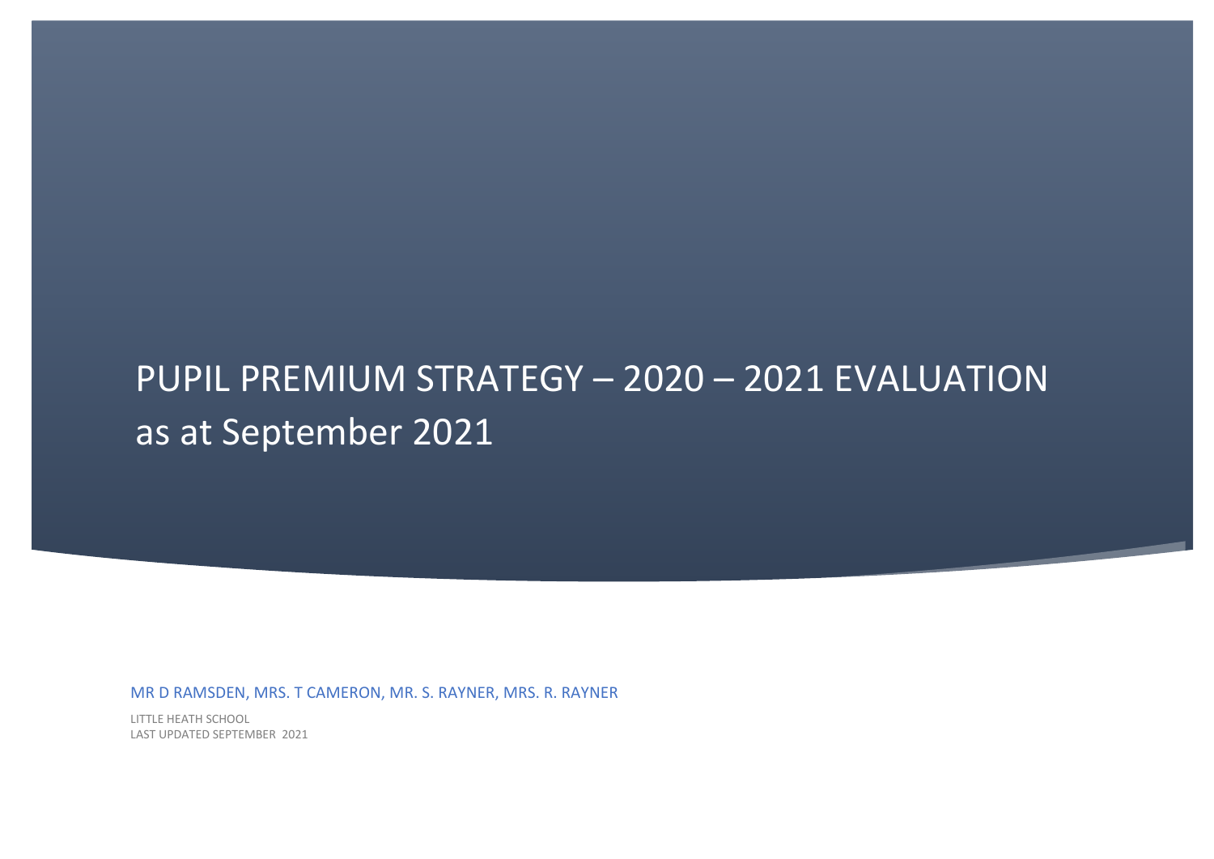# PUPIL PREMIUM STRATEGY – 2020 – 2021 EVALUATION as at September 2021

MR D RAMSDEN, MRS. T CAMERON, MR. S. RAYNER, MRS. R. RAYNER

LITTLE HEATH SCHOOL
LAST UPDATED SEPTEMBER 2021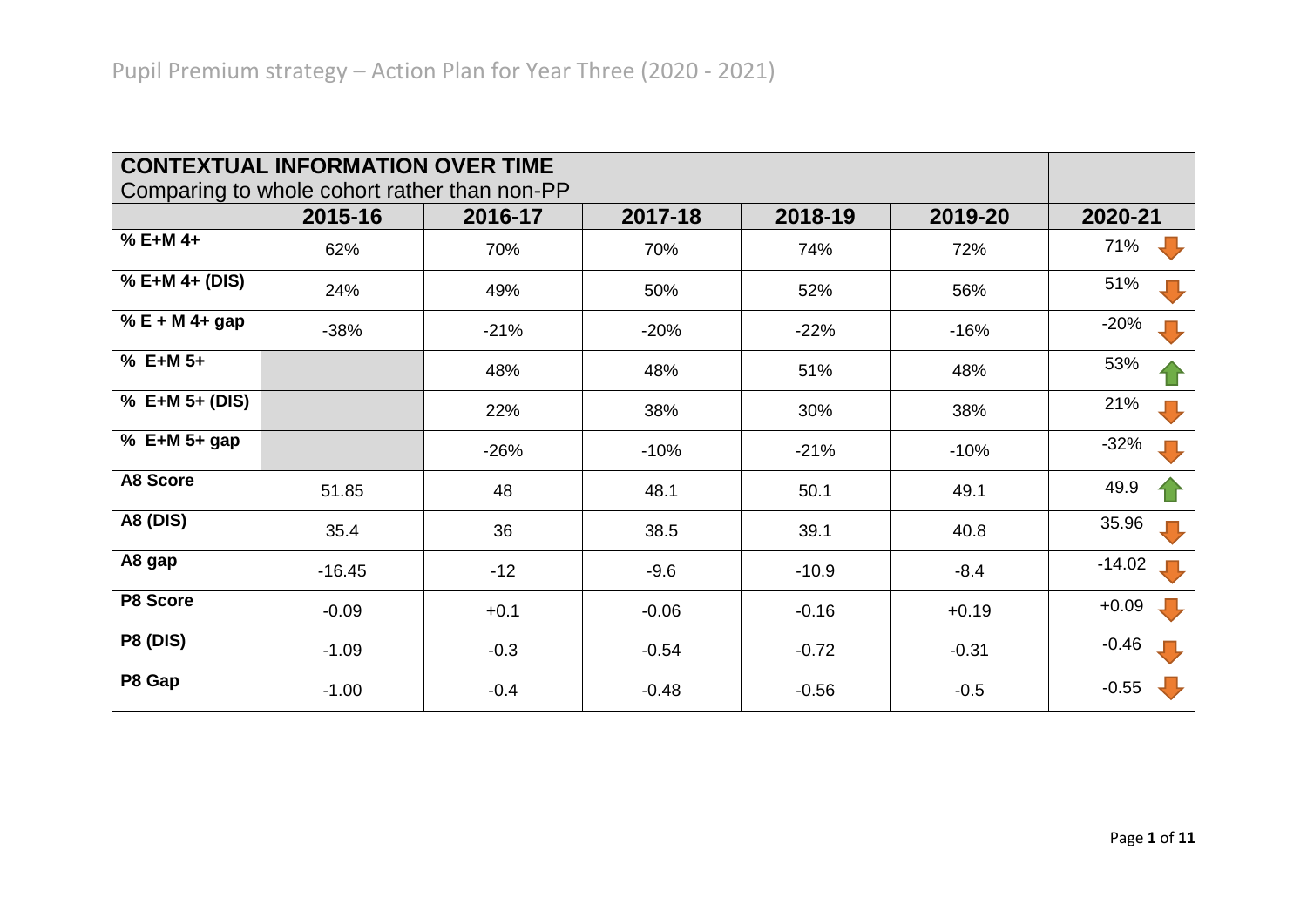# Pupil Premium strategy – Action Plan for Year Three (2020 - 2021)

| **CONTEXTUAL INFORMATION OVER TIME**<br>Comparing to whole cohort rather than non-PP | | | | | | |
|---|---|---|---|---|---|---|
| | **2015-16** | **2016-17** | **2017-18** | **2018-19** | **2019-20** | **2020-21** |
| **% E+M 4+** | 62% | 70% | 70% | 74% | 72% | 71% ↓ |
| **% E+M 4+ (DIS)** | 24% | 49% | 50% | 52% | 56% | 51% ↓ |
| **% E + M 4+ gap** | -38% | -21% | -20% | -22% | -16% | -20% ↓ |
| **% E+M 5+** | | 48% | 48% | 51% | 48% | 53% ↑ |
| **% E+M 5+ (DIS)** | | 22% | 38% | 30% | 38% | 21% ↓ |
| **% E+M 5+ gap** | | -26% | -10% | -21% | -10% | -32% ↓ |
| **A8 Score** | 51.85 | 48 | 48.1 | 50.1 | 49.1 | 49.9 ↑ |
| **A8 (DIS)** | 35.4 | 36 | 38.5 | 39.1 | 40.8 | 35.96 ↓ |
| **A8 gap** | -16.45 | -12 | -9.6 | -10.9 | -8.4 | -14.02 ↓ |
| **P8 Score** | -0.09 | +0.1 | -0.06 | -0.16 | +0.19 | +0.09 ↓ |
| **P8 (DIS)** | -1.09 | -0.3 | -0.54 | -0.72 | -0.31 | -0.46 ↓ |
| **P8 Gap** | -1.00 | -0.4 | -0.48 | -0.56 | -0.5 | -0.55 ↓ |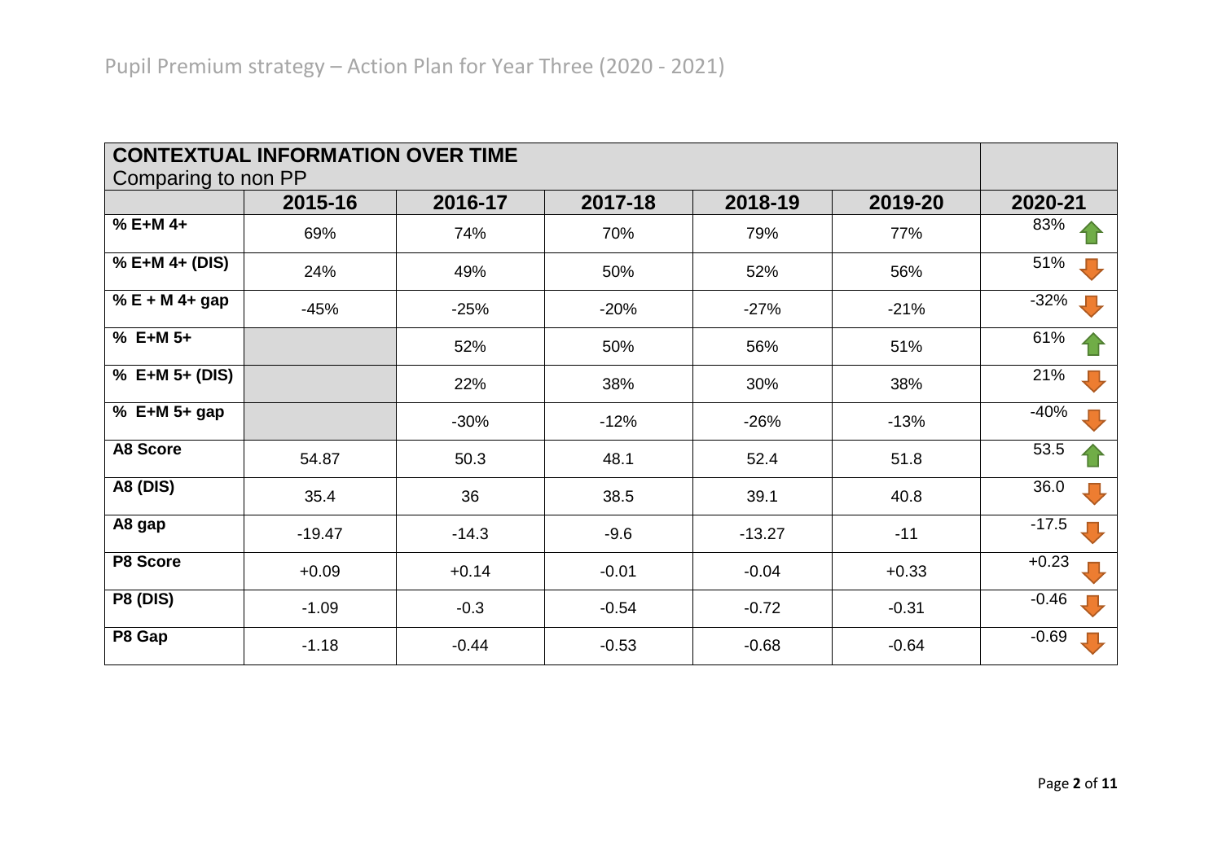Pupil Premium strategy – Action Plan for Year Three (2020 - 2021)

| **CONTEXTUAL INFORMATION OVER TIME** Comparing to non PP | | | | | | |
|---|---|---|---|---|---|---|
| | **2015-16** | **2016-17** | **2017-18** | **2018-19** | **2019-20** | **2020-21** |
| **% E+M 4+** | 69% | 74% | 70% | 79% | 77% | 83% ↑ |
| **% E+M 4+ (DIS)** | 24% | 49% | 50% | 52% | 56% | 51% ↓ |
| **% E + M 4+ gap** | -45% | -25% | -20% | -27% | -21% | -32% ↓ |
| **% E+M 5+** | | 52% | 50% | 56% | 51% | 61% ↑ |
| **% E+M 5+ (DIS)** | | 22% | 38% | 30% | 38% | 21% ↓ |
| **% E+M 5+ gap** | | -30% | -12% | -26% | -13% | -40% ↓ |
| **A8 Score** | 54.87 | 50.3 | 48.1 | 52.4 | 51.8 | 53.5 ↑ |
| **A8 (DIS)** | 35.4 | 36 | 38.5 | 39.1 | 40.8 | 36.0 ↓ |
| **A8 gap** | -19.47 | -14.3 | -9.6 | -13.27 | -11 | -17.5 ↓ |
| **P8 Score** | +0.09 | +0.14 | -0.01 | -0.04 | +0.33 | +0.23 ↓ |
| **P8 (DIS)** | -1.09 | -0.3 | -0.54 | -0.72 | -0.31 | -0.46 ↓ |
| **P8 Gap** | -1.18 | -0.44 | -0.53 | -0.68 | -0.64 | -0.69 ↓ |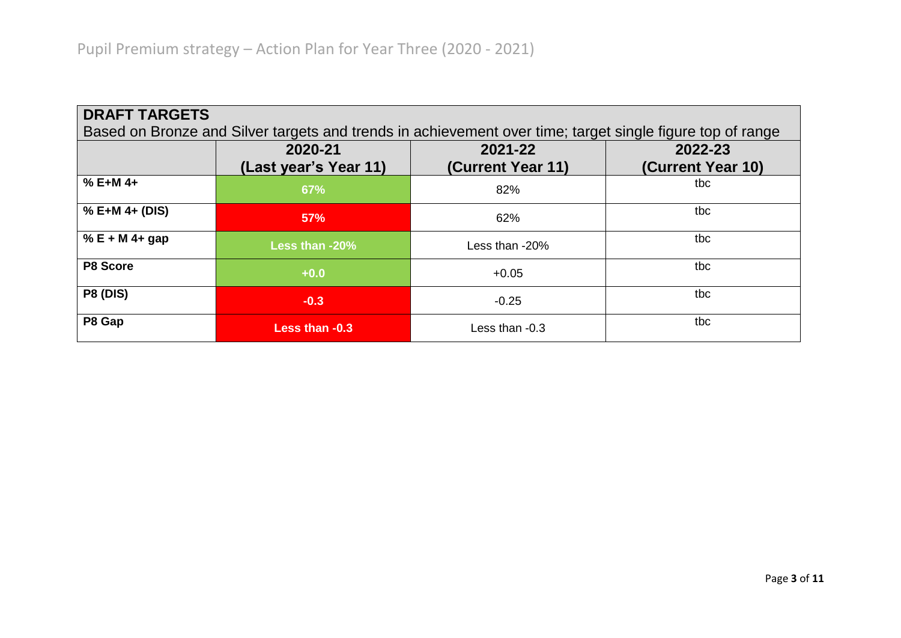Pupil Premium strategy – Action Plan for Year Three (2020 - 2021)

| **DRAFT TARGETS**<br>Based on Bronze and Silver targets and trends in achievement over time; target single figure top of range | | | |
|---|---|---|---|
| | **2020-21 (Last year's Year 11)** | **2021-22 (Current Year 11)** | **2022-23 (Current Year 10)** |
| **% E+M 4+** | **67%** | 82% | tbc |
| **% E+M 4+ (DIS)** | **57%** | 62% | tbc |
| **% E + M 4+ gap** | **Less than -20%** | Less than -20% | tbc |
| **P8 Score** | **+0.0** | +0.05 | tbc |
| **P8 (DIS)** | **-0.3** | -0.25 | tbc |
| **P8 Gap** | **Less than -0.3** | Less than -0.3 | tbc |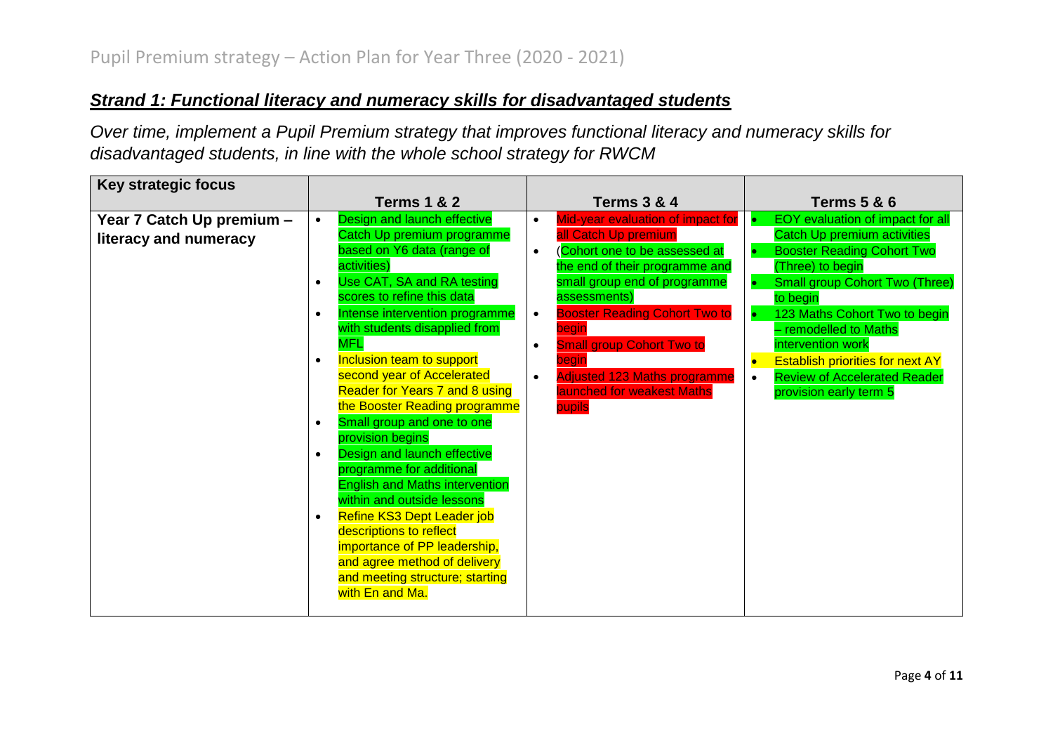Pupil Premium strategy – Action Plan for Year Three (2020 - 2021)

## ***Strand 1: Functional literacy and numeracy skills for disadvantaged students***

*Over time, implement a Pupil Premium strategy that improves functional literacy and numeracy skills for disadvantaged students, in line with the whole school strategy for RWCM*

| Key strategic focus | Terms 1 & 2 | Terms 3 & 4 | Terms 5 & 6 |
|---|---|---|---|
| **Year 7 Catch Up premium – literacy and numeracy** | • Design and launch effective Catch Up premium programme based on Y6 data (range of activities)<br>• Use CAT, SA and RA testing scores to refine this data<br>• Intense intervention programme with students disapplied from MFL<br>• Inclusion team to support second year of Accelerated Reader for Years 7 and 8 using the Booster Reading programme<br>• Small group and one to one provision begins<br>• Design and launch effective programme for additional English and Maths intervention within and outside lessons<br>• Refine KS3 Dept Leader job descriptions to reflect importance of PP leadership, and agree method of delivery and meeting structure; starting with En and Ma. | • Mid-year evaluation of impact for all Catch Up premium<br>• (Cohort one to be assessed at the end of their programme and small group end of programme assessments)<br>• Booster Reading Cohort Two to begin<br>• Small group Cohort Two to begin<br>• Adjusted 123 Maths programme launched for weakest Maths pupils | • EOY evaluation of impact for all Catch Up premium activities<br>• Booster Reading Cohort Two (Three) to begin<br>• Small group Cohort Two (Three) to begin<br>• 123 Maths Cohort Two to begin – remodelled to Maths intervention work<br>• Establish priorities for next AY<br>• Review of Accelerated Reader provision early term 5 |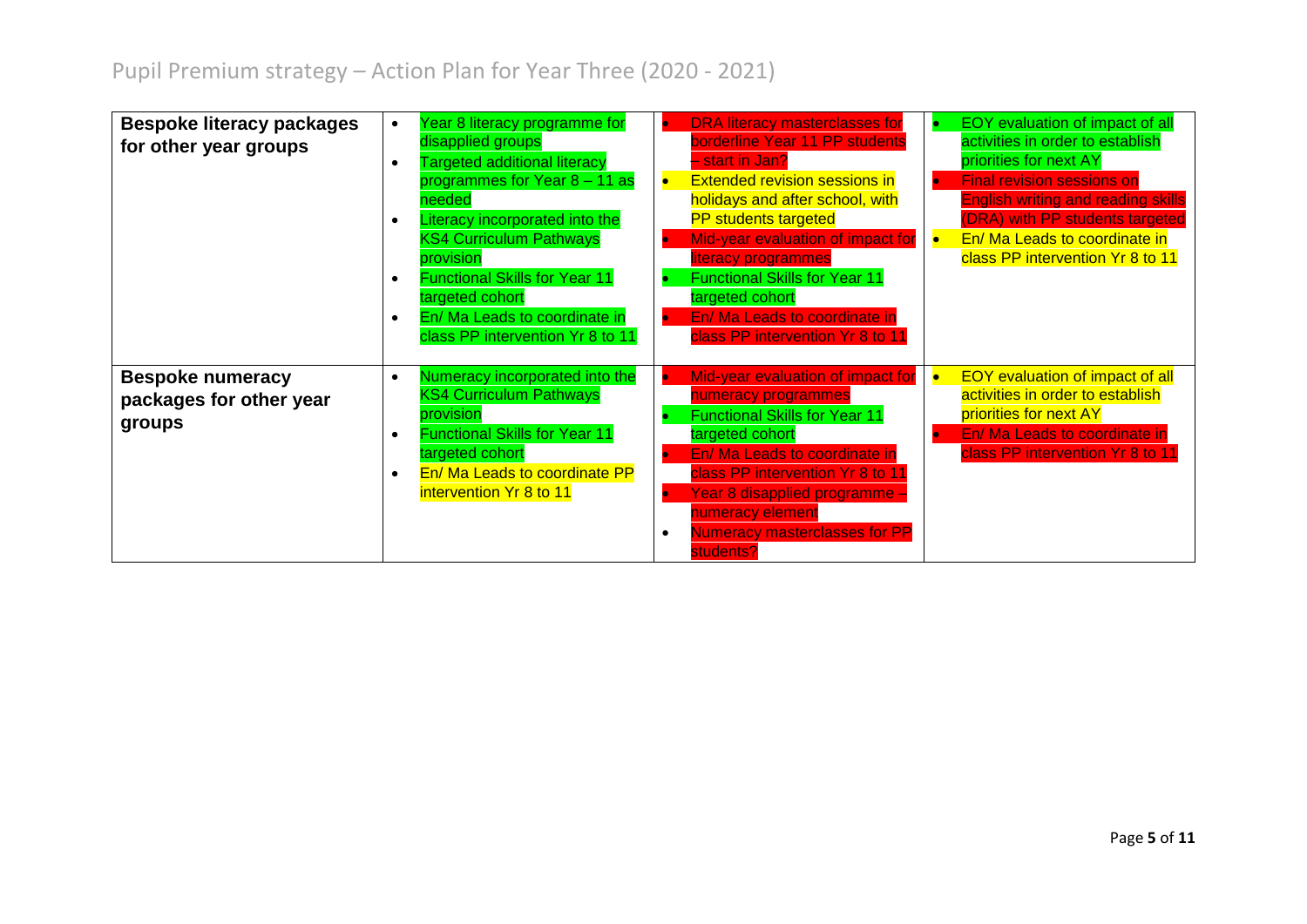# Pupil Premium strategy – Action Plan for Year Three (2020 - 2021)

| | | | |
|---|---|---|---|
| **Bespoke literacy packages for other year groups** | • Year 8 literacy programme for disapplied groups<br>• Targeted additional literacy programmes for Year 8 – 11 as needed<br>• Literacy incorporated into the KS4 Curriculum Pathways provision<br>• Functional Skills for Year 11 targeted cohort<br>• En/ Ma Leads to coordinate in class PP intervention Yr 8 to 11 | • DRA literacy masterclasses for borderline Year 11 PP students – start in Jan?<br>• Extended revision sessions in holidays and after school, with PP students targeted<br>• Mid-year evaluation of impact for literacy programmes<br>• Functional Skills for Year 11 targeted cohort<br>• En/ Ma Leads to coordinate in class PP intervention Yr 8 to 11 | • EOY evaluation of impact of all activities in order to establish priorities for next AY<br>• Final revision sessions on English writing and reading skills (DRA) with PP students targeted<br>• En/ Ma Leads to coordinate in class PP intervention Yr 8 to 11 |
| **Bespoke numeracy packages for other year groups** | • Numeracy incorporated into the KS4 Curriculum Pathways provision<br>• Functional Skills for Year 11 targeted cohort<br>• En/ Ma Leads to coordinate PP intervention Yr 8 to 11 | • Mid-year evaluation of impact for numeracy programmes<br>• Functional Skills for Year 11 targeted cohort<br>• En/ Ma Leads to coordinate in class PP intervention Yr 8 to 11<br>• Year 8 disapplied programme – numeracy element<br>• Numeracy masterclasses for PP students? | • EOY evaluation of impact of all activities in order to establish priorities for next AY<br>• En/ Ma Leads to coordinate in class PP intervention Yr 8 to 11 |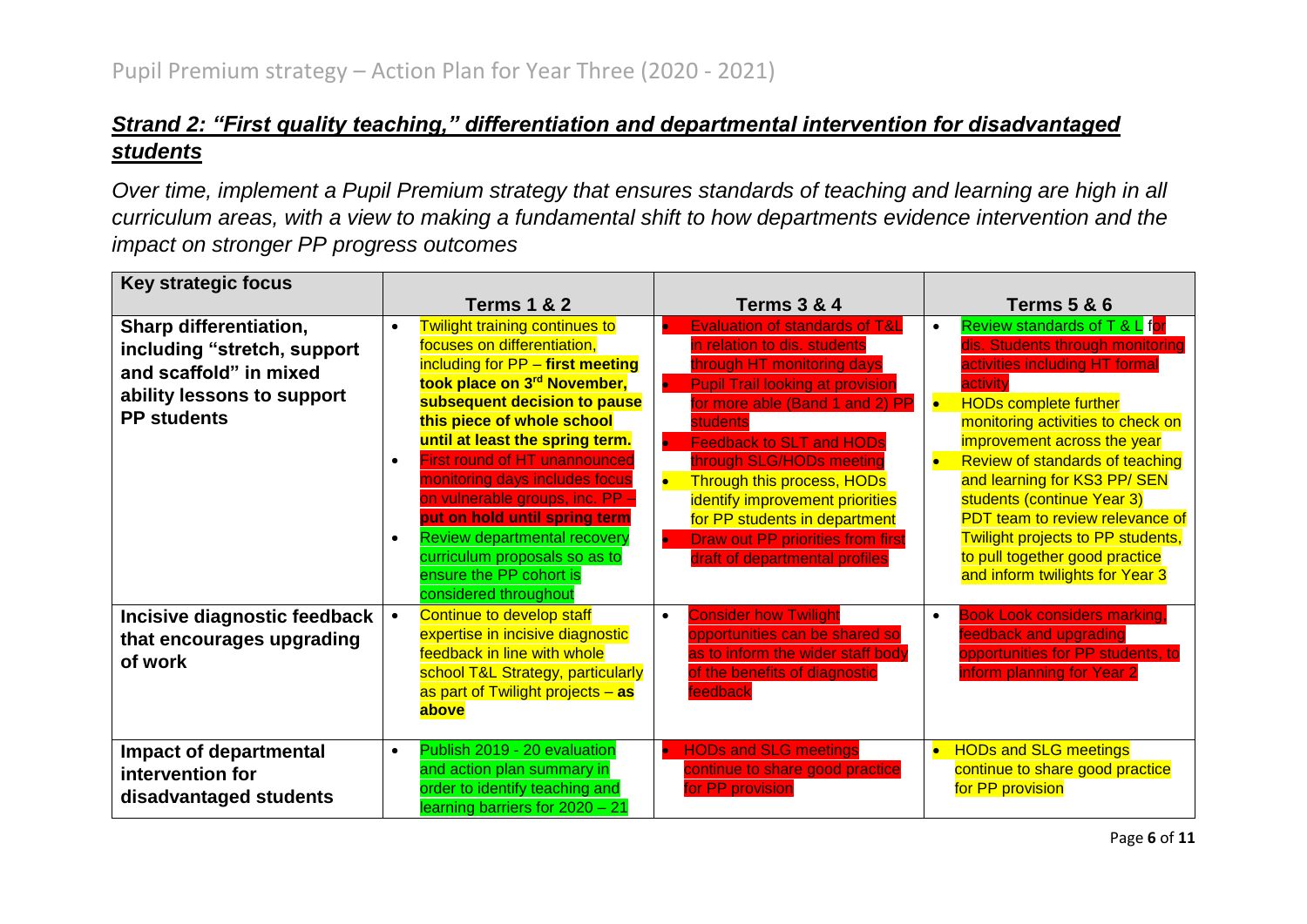## Pupil Premium strategy – Action Plan for Year Three (2020 - 2021)

### ***Strand 2: "First quality teaching," differentiation and departmental intervention for disadvantaged students***

*Over time, implement a Pupil Premium strategy that ensures standards of teaching and learning are high in all curriculum areas, with a view to making a fundamental shift to how departments evidence intervention and the impact on stronger PP progress outcomes*

| Key strategic focus | Terms 1 & 2 | Terms 3 & 4 | Terms 5 & 6 |
|---|---|---|---|
| **Sharp differentiation, including "stretch, support and scaffold" in mixed ability lessons to support PP students** | • Twilight training continues to focuses on differentiation, including for PP – **first meeting took place on 3rd November, subsequent decision to pause this piece of whole school until at least the spring term.**<br>• First round of HT unannounced monitoring days includes focus on vulnerable groups, inc. PP – **put on hold until spring term**<br>• Review departmental recovery curriculum proposals so as to ensure the PP cohort is considered throughout | • Evaluation of standards of T&L in relation to dis. students through HT monitoring days<br>• Pupil Trail looking at provision for more able (Band 1 and 2) PP students<br>• Feedback to SLT and HODs through SLG/HODs meeting<br>• Through this process, HODs identify improvement priorities for PP students in department<br>• Draw out PP priorities from first draft of departmental profiles | • Review standards of T & L for dis. Students through monitoring activities including HT formal activity<br>• HODs complete further monitoring activities to check on improvement across the year<br>• Review of standards of teaching and learning for KS3 PP/ SEN students (continue Year 3)<br>PDT team to review relevance of Twilight projects to PP students, to pull together good practice and inform twilights for Year 3 |
| **Incisive diagnostic feedback that encourages upgrading of work** | • Continue to develop staff expertise in incisive diagnostic feedback in line with whole school T&L Strategy, particularly as part of Twilight projects – **as above** | • Consider how Twilight opportunities can be shared so as to inform the wider staff body of the benefits of diagnostic feedback | • Book Look considers marking, feedback and upgrading opportunities for PP students, to inform planning for Year 2 |
| **Impact of departmental intervention for disadvantaged students** | • Publish 2019 - 20 evaluation and action plan summary in order to identify teaching and learning barriers for 2020 – 21 | • HODs and SLG meetings continue to share good practice for PP provision | • HODs and SLG meetings continue to share good practice for PP provision |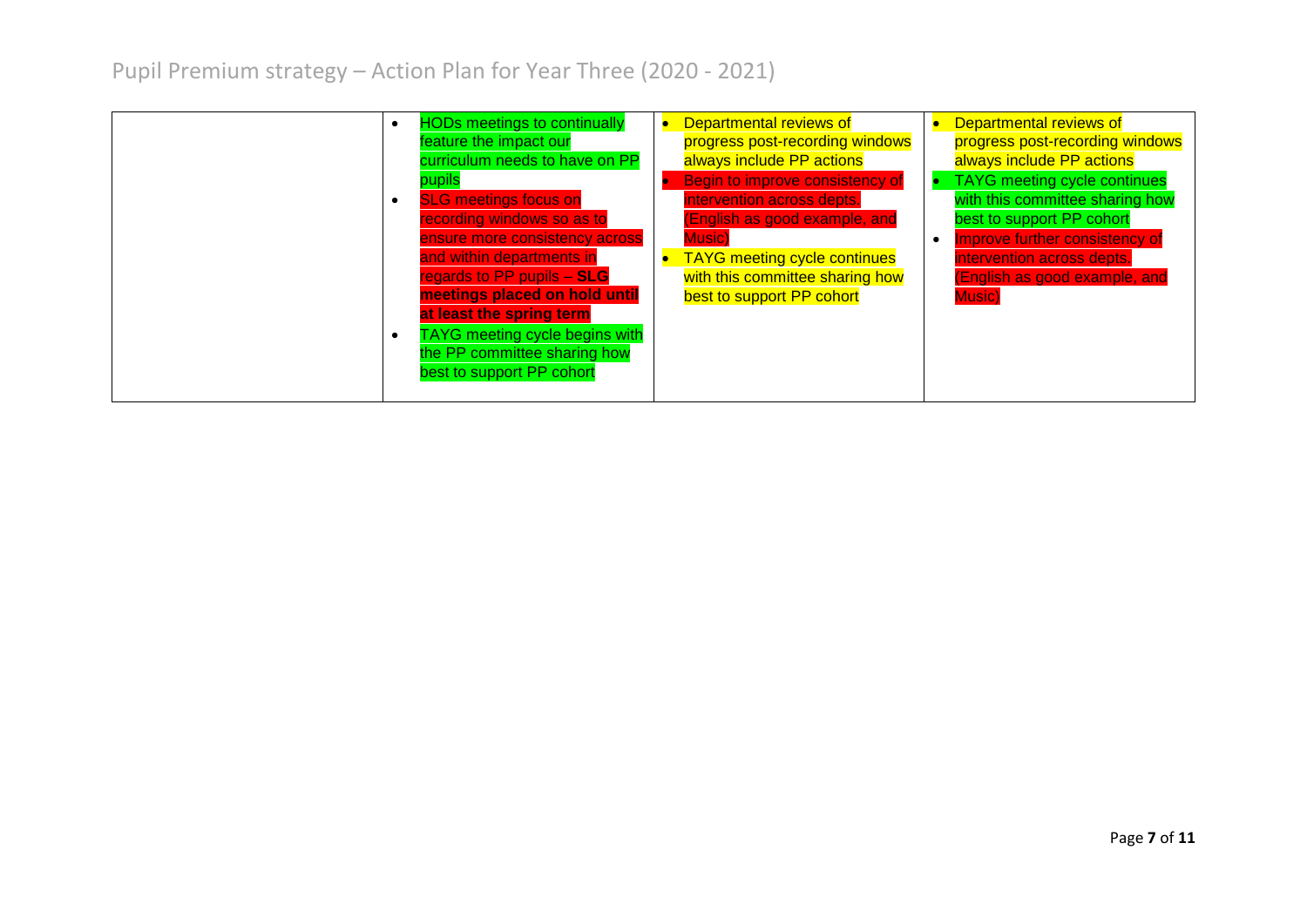| | | | |
|---|---|---|---|
| | • HODs meetings to continually feature the impact our curriculum needs to have on PP pupils<br>• SLG meetings focus on recording windows so as to ensure more consistency across and within departments in regards to PP pupils – **SLG meetings placed on hold until at least the spring term**<br>• TAYG meeting cycle begins with the PP committee sharing how best to support PP cohort | • Departmental reviews of progress post-recording windows always include PP actions<br>• Begin to improve consistency of intervention across depts. (English as good example, and Music)<br>• TAYG meeting cycle continues with this committee sharing how best to support PP cohort | • Departmental reviews of progress post-recording windows always include PP actions<br>• TAYG meeting cycle continues with this committee sharing how best to support PP cohort<br>• Improve further consistency of intervention across depts. (English as good example, and Music) |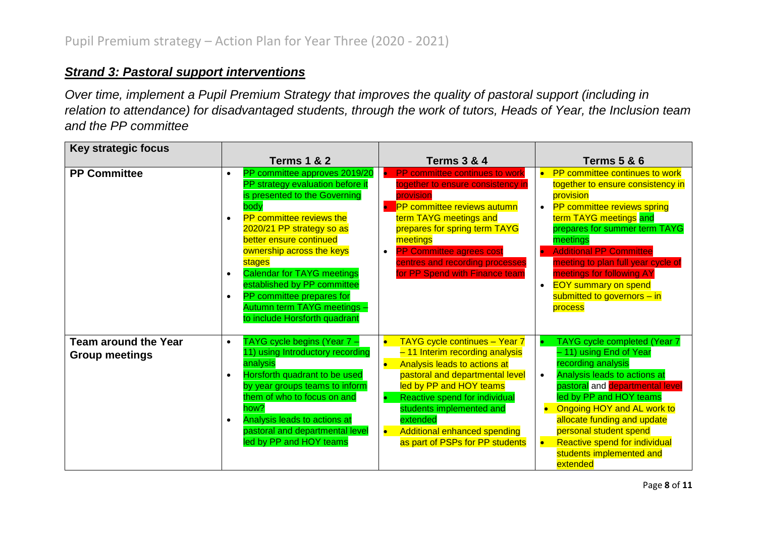# Pupil Premium strategy – Action Plan for Year Three (2020 - 2021)

## ***Strand 3: Pastoral support interventions***

*Over time, implement a Pupil Premium Strategy that improves the quality of pastoral support (including in relation to attendance) for disadvantaged students, through the work of tutors, Heads of Year, the Inclusion team and the PP committee*

| Key strategic focus | Terms 1 & 2 | Terms 3 & 4 | Terms 5 & 6 |
|---|---|---|---|
| **PP Committee** | • PP committee approves 2019/20 PP strategy evaluation before it is presented to the Governing body<br>• PP committee reviews the 2020/21 PP strategy so as better ensure continued ownership across the keys stages<br>• Calendar for TAYG meetings established by PP committee<br>• PP committee prepares for Autumn term TAYG meetings – to include Horsforth quadrant | • PP committee continues to work together to ensure consistency in provision<br>• PP committee reviews autumn term TAYG meetings and prepares for spring term TAYG meetings<br>• PP Committee agrees cost centres and recording processes for PP Spend with Finance team | • PP committee continues to work together to ensure consistency in provision<br>• PP committee reviews spring term TAYG meetings and prepares for summer term TAYG meetings<br>• Additional PP Committee meeting to plan full year cycle of meetings for following AY<br>• EOY summary on spend submitted to governors – in process |
| **Team around the Year Group meetings** | • TAYG cycle begins (Year 7 – 11) using Introductory recording analysis<br>• Horsforth quadrant to be used by year groups teams to inform them of who to focus on and how?<br>• Analysis leads to actions at pastoral and departmental level led by PP and HOY teams | • TAYG cycle continues – Year 7 – 11 Interim recording analysis<br>• Analysis leads to actions at pastoral and departmental level led by PP and HOY teams<br>• Reactive spend for individual students implemented and extended<br>• Additional enhanced spending as part of PSPs for PP students | • TAYG cycle completed (Year 7 – 11) using End of Year recording analysis<br>• Analysis leads to actions at pastoral and departmental level led by PP and HOY teams<br>• Ongoing HOY and AL work to allocate funding and update personal student spend<br>• Reactive spend for individual students implemented and extended |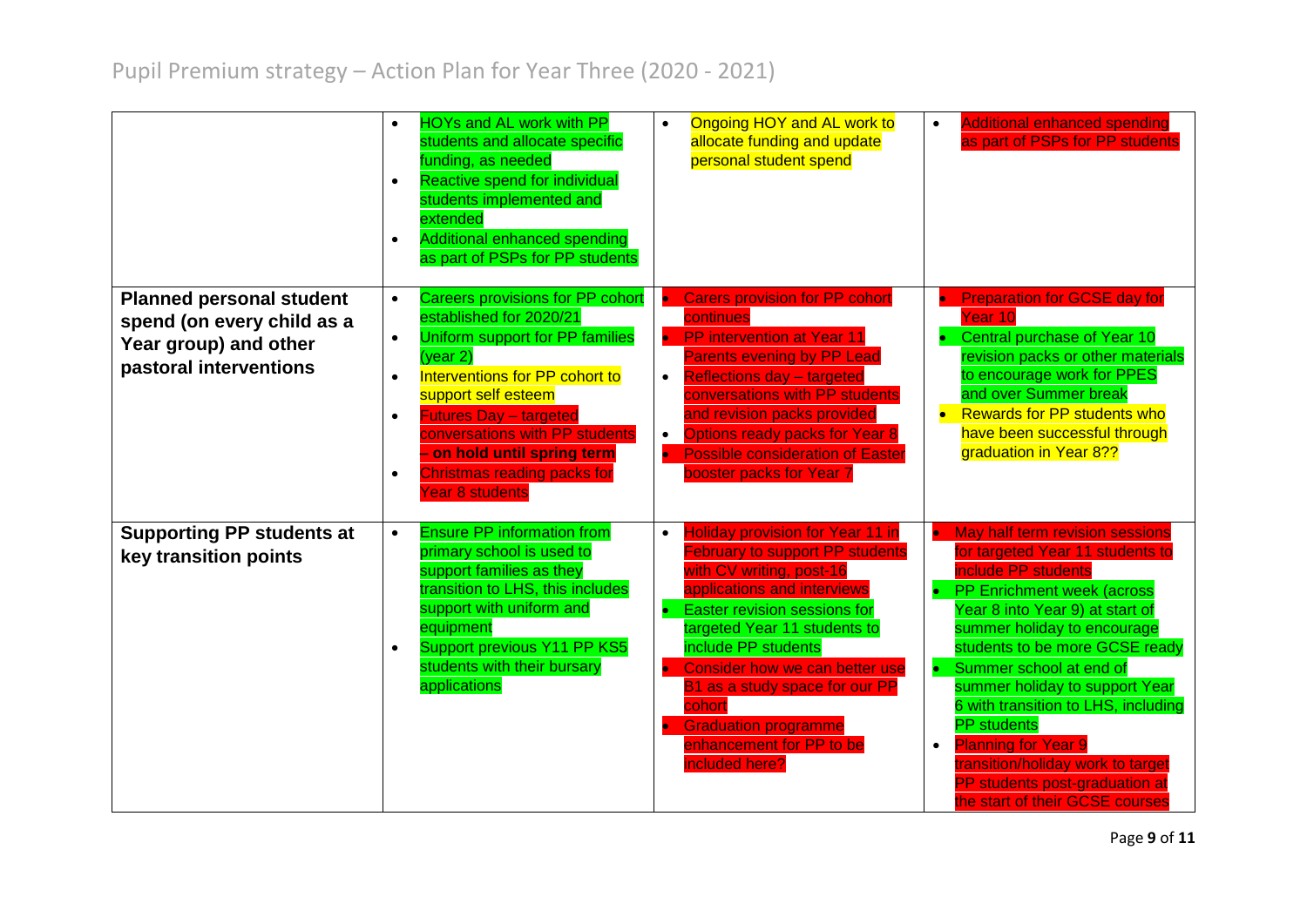# Pupil Premium strategy – Action Plan for Year Three (2020 - 2021)

| | | | |
|---|---|---|---|
| | • HOYs and AL work with PP students and allocate specific funding, as needed<br>• Reactive spend for individual students implemented and extended<br>• Additional enhanced spending as part of PSPs for PP students | • Ongoing HOY and AL work to allocate funding and update personal student spend | • Additional enhanced spending as part of PSPs for PP students |
| **Planned personal student spend (on every child as a Year group) and other pastoral interventions** | • Careers provisions for PP cohort established for 2020/21<br>• Uniform support for PP families (year 2)<br>• Interventions for PP cohort to support self esteem<br>• Futures Day – targeted conversations with PP students **– on hold until spring term**<br>• Christmas reading packs for Year 8 students | • Carers provision for PP cohort continues<br>• PP intervention at Year 11 Parents evening by PP Lead<br>• Reflections day – targeted conversations with PP students and revision packs provided<br>• Options ready packs for Year 8<br>• Possible consideration of Easter booster packs for Year 7 | • Preparation for GCSE day for Year 10<br>• Central purchase of Year 10 revision packs or other materials to encourage work for PPES and over Summer break<br>• Rewards for PP students who have been successful through graduation in Year 8?? |
| **Supporting PP students at key transition points** | • Ensure PP information from primary school is used to support families as they transition to LHS, this includes support with uniform and equipment<br>• Support previous Y11 PP KS5 students with their bursary applications | • Holiday provision for Year 11 in February to support PP students with CV writing, post-16 applications and interviews<br>• Easter revision sessions for targeted Year 11 students to include PP students<br>• Consider how we can better use B1 as a study space for our PP cohort<br>• Graduation programme enhancement for PP to be included here? | • May half term revision sessions for targeted Year 11 students to include PP students<br>• PP Enrichment week (across Year 8 into Year 9) at start of summer holiday to encourage students to be more GCSE ready<br>• Summer school at end of summer holiday to support Year 6 with transition to LHS, including PP students<br>• Planning for Year 9 transition/holiday work to target PP students post-graduation at the start of their GCSE courses |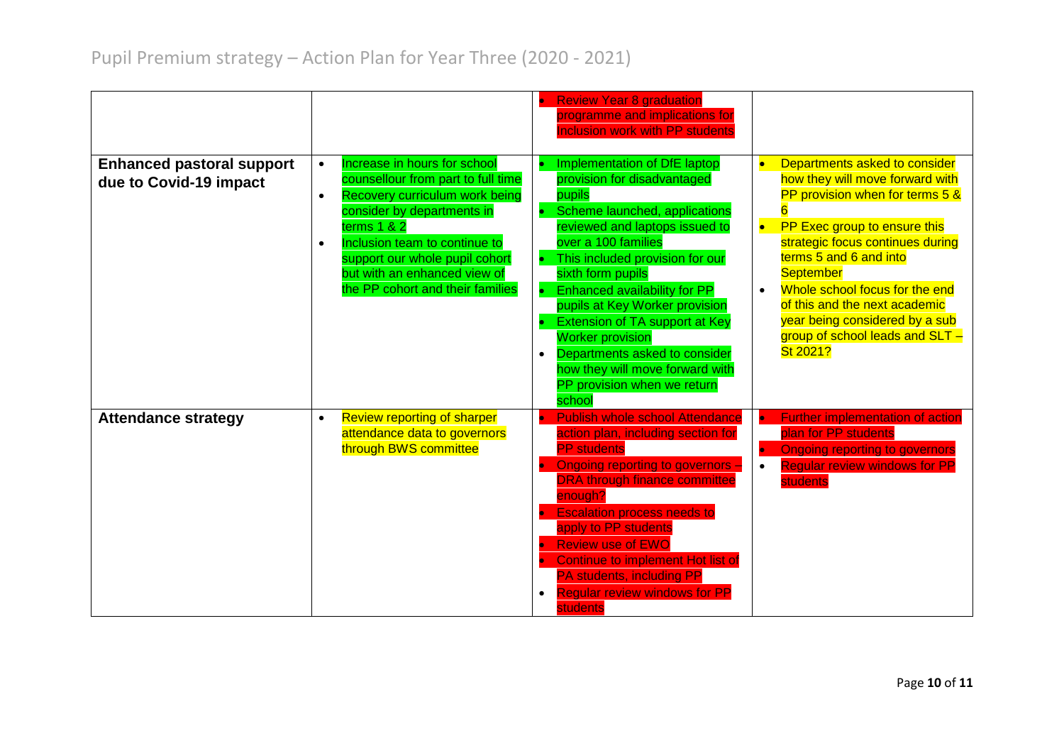# Pupil Premium strategy – Action Plan for Year Three (2020 - 2021)

| | | | |
|---|---|---|---|
| | | • Review Year 8 graduation programme and implications for Inclusion work with PP students | |
| **Enhanced pastoral support due to Covid-19 impact** | • Increase in hours for school counsellour from part to full time<br>• Recovery curriculum work being consider by departments in terms 1 & 2<br>• Inclusion team to continue to support our whole pupil cohort but with an enhanced view of the PP cohort and their families | • Implementation of DfE laptop provision for disadvantaged pupils<br>• Scheme launched, applications reviewed and laptops issued to over a 100 families<br>• This included provision for our sixth form pupils<br>• Enhanced availability for PP pupils at Key Worker provision<br>• Extension of TA support at Key Worker provision<br>• Departments asked to consider how they will move forward with PP provision when we return school | • Departments asked to consider how they will move forward with PP provision when for terms 5 & 6<br>• PP Exec group to ensure this strategic focus continues during terms 5 and 6 and into September<br>• Whole school focus for the end of this and the next academic year being considered by a sub group of school leads and SLT – St 2021? |
| **Attendance strategy** | • Review reporting of sharper attendance data to governors through BWS committee | • Publish whole school Attendance action plan, including section for PP students<br>• Ongoing reporting to governors – DRA through finance committee enough?<br>• Escalation process needs to apply to PP students<br>• Review use of EWO<br>• Continue to implement Hot list of PA students, including PP<br>• Regular review windows for PP students | • Further implementation of action plan for PP students<br>• Ongoing reporting to governors<br>• Regular review windows for PP students |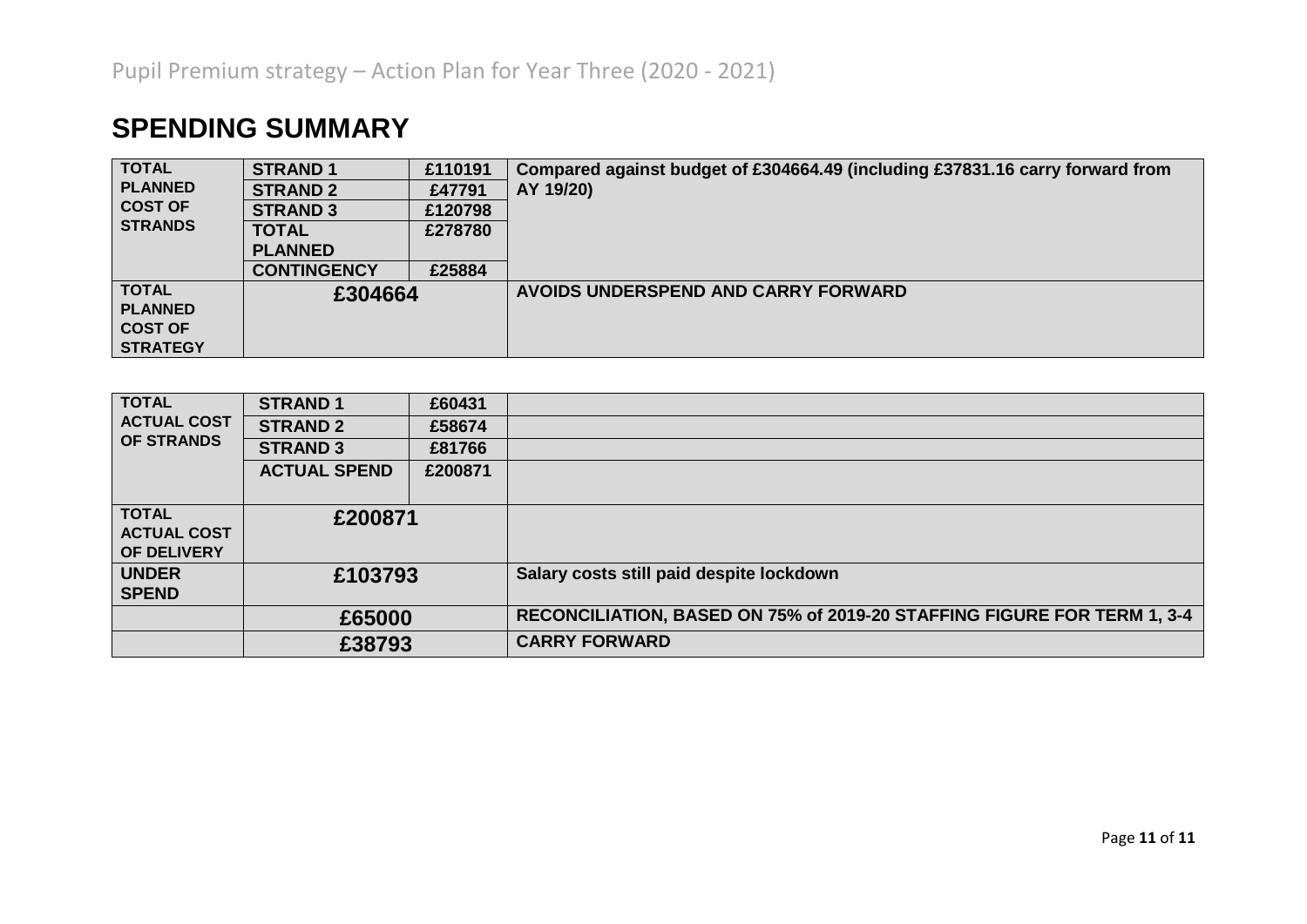Pupil Premium strategy – Action Plan for Year Three (2020 - 2021)

## SPENDING SUMMARY

| | | | |
|---|---|---|---|
| **TOTAL PLANNED COST OF STRANDS** | **STRAND 1** | **£110191** | **Compared against budget of £304664.49 (including £37831.16 carry forward from AY 19/20)** |
| | **STRAND 2** | **£47791** | |
| | **STRAND 3** | **£120798** | |
| | **TOTAL PLANNED** | **£278780** | |
| | **CONTINGENCY** | **£25884** | |
| **TOTAL PLANNED COST OF STRATEGY** | **£304664** | | **AVOIDS UNDERSPEND AND CARRY FORWARD** |

| | | | |
|---|---|---|---|
| **TOTAL ACTUAL COST OF STRANDS** | **STRAND 1** | **£60431** | |
| | **STRAND 2** | **£58674** | |
| | **STRAND 3** | **£81766** | |
| | **ACTUAL SPEND** | **£200871** | |
| **TOTAL ACTUAL COST OF DELIVERY** | **£200871** | | |
| **UNDER SPEND** | **£103793** | | **Salary costs still paid despite lockdown** |
| | **£65000** | | **RECONCILIATION, BASED ON 75% of 2019-20 STAFFING FIGURE FOR TERM 1, 3-4** |
| | **£38793** | | **CARRY FORWARD** |